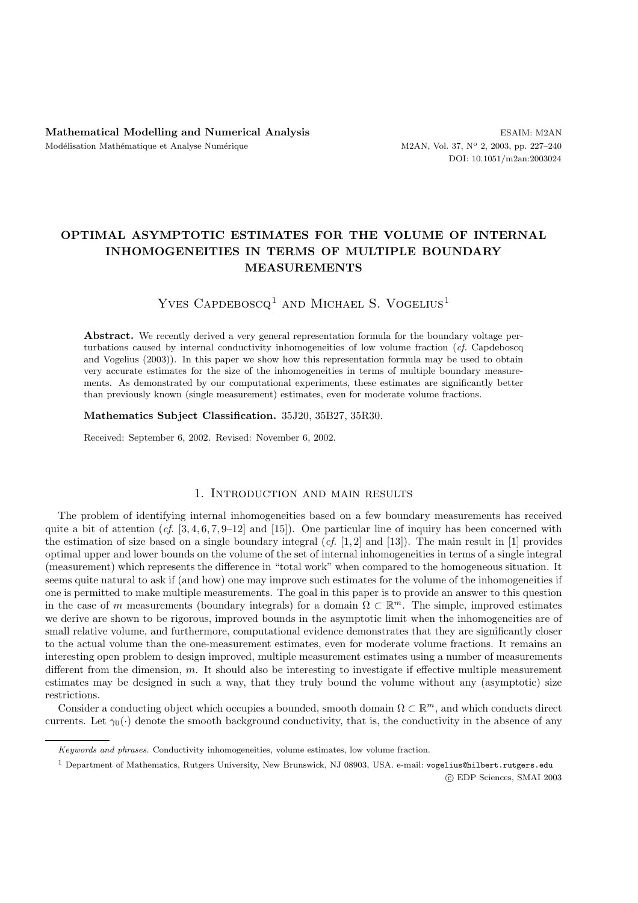# OPTIMAL ASYMPTOTIC ESTIMATES FOR THE VOLUME OF INTERNAL INHOMOGENEITIES IN TERMS OF MULTIPLE BOUNDARY MEASUREMENTS

Yves Capdeboscq[1] and Michael S. Vogelius[1]

**Abstract.** We recently derived a very general representation formula for the boundary voltage perturbations caused by internal conductivity inhomogeneities of low volume fraction (*cf.* Capdeboscq and Vogelius (2003)). In this paper we show how this representation formula may be used to obtain very accurate estimates for the size of the inhomogeneities in terms of multiple boundary measurements. As demonstrated by our computational experiments, these estimates are significantly better than previously known (single measurement) estimates, even for moderate volume fractions.

**Mathematics Subject Classification.** 35J20, 35B27, 35R30.

Received: September 6, 2002. Revised: November 6, 2002.

## 1. Introduction and main results

The problem of identifying internal inhomogeneities based on a few boundary measurements has received quite a bit of attention (*cf.* [3, 4, 6, 7, 9–12] and [15]). One particular line of inquiry has been concerned with the estimation of size based on a single boundary integral (*cf.* [1, 2] and [13]). The main result in [1] provides optimal upper and lower bounds on the volume of the set of internal inhomogeneities in terms of a single integral (measurement) which represents the difference in "total work" when compared to the homogeneous situation. It seems quite natural to ask if (and how) one may improve such estimates for the volume of the inhomogeneities if one is permitted to make multiple measurements. The goal in this paper is to provide an answer to this question in the case of $m$ measurements (boundary integrals) for a domain $\Omega \subset \mathbb{R}^m$. The simple, improved estimates we derive are shown to be rigorous, improved bounds in the asymptotic limit when the inhomogeneities are of small relative volume, and furthermore, computational evidence demonstrates that they are significantly closer to the actual volume than the one-measurement estimates, even for moderate volume fractions. It remains an interesting open problem to design improved, multiple measurement estimates using a number of measurements different from the dimension, $m$. It should also be interesting to investigate if effective multiple measurement estimates may be designed in such a way, that they truly bound the volume without any (asymptotic) size restrictions.

Consider a conducting object which occupies a bounded, smooth domain $\Omega \subset \mathbb{R}^m$, and which conducts direct currents. Let $\gamma_0(\cdot)$ denote the smooth background conductivity, that is, the conductivity in the absence of any

---

*Keywords and phrases.* Conductivity inhomogeneities, volume estimates, low volume fraction.

[1] Department of Mathematics, Rutgers University, New Brunswick, NJ 08903, USA. e-mail: vogelius@hilbert.rutgers.edu

© EDP Sciences, SMAI 2003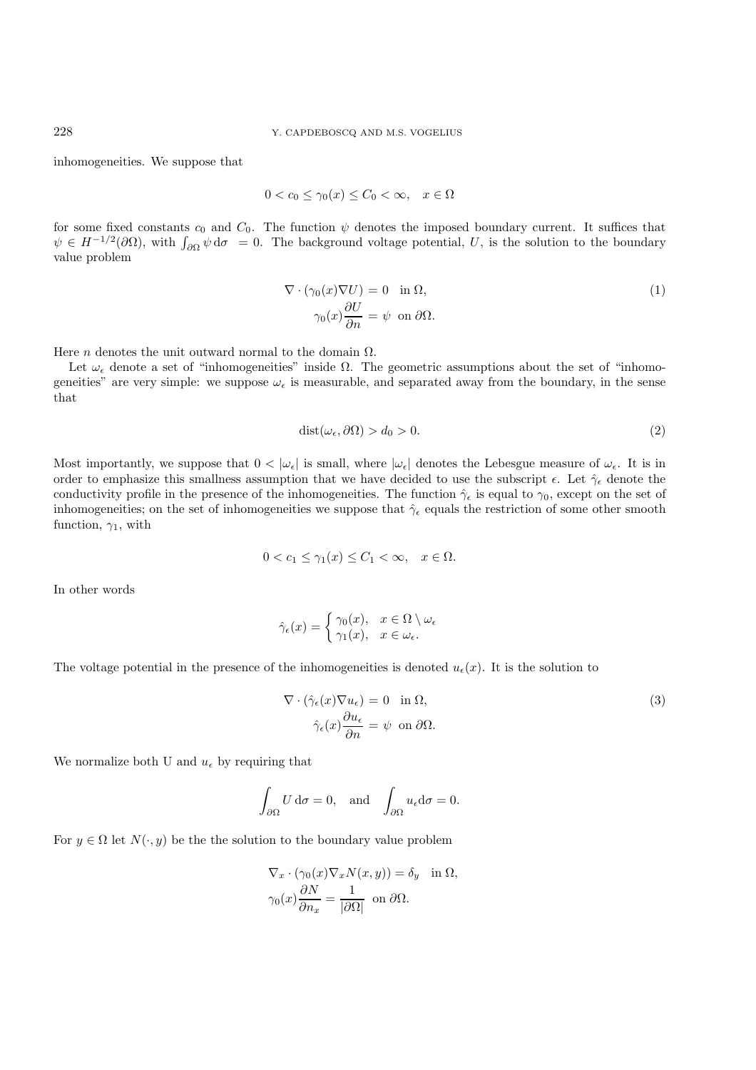inhomogeneities. We suppose that

$$0 < c_0 \leq \gamma_0(x) \leq C_0 < \infty, \quad x \in \Omega$$

for some fixed constants $c_0$ and $C_0$. The function $\psi$ denotes the imposed boundary current. It suffices that $\psi \in H^{-1/2}(\partial\Omega)$, with $\int_{\partial\Omega} \psi \, \mathrm{d}\sigma \;= 0$. The background voltage potential, $U$, is the solution to the boundary value problem

$$\begin{aligned} \nabla \cdot (\gamma_0(x)\nabla U) &= 0 \quad \text{in } \Omega, \\ \gamma_0(x)\frac{\partial U}{\partial n} &= \psi \;\; \text{on } \partial\Omega. \end{aligned} \tag{1}$$

Here $n$ denotes the unit outward normal to the domain $\Omega$.

Let $\omega_\epsilon$ denote a set of "inhomogeneities" inside $\Omega$. The geometric assumptions about the set of "inhomogeneities" are very simple: we suppose $\omega_\epsilon$ is measurable, and separated away from the boundary, in the sense that

$$\operatorname{dist}(\omega_\epsilon, \partial\Omega) > d_0 > 0. \tag{2}$$

Most importantly, we suppose that $0 < |\omega_\epsilon|$ is small, where $|\omega_\epsilon|$ denotes the Lebesgue measure of $\omega_\epsilon$. It is in order to emphasize this smallness assumption that we have decided to use the subscript $\epsilon$. Let $\hat{\gamma}_\epsilon$ denote the conductivity profile in the presence of the inhomogeneities. The function $\hat{\gamma}_\epsilon$ is equal to $\gamma_0$, except on the set of inhomogeneities; on the set of inhomogeneities we suppose that $\hat{\gamma}_\epsilon$ equals the restriction of some other smooth function, $\gamma_1$, with

$$0 < c_1 \leq \gamma_1(x) \leq C_1 < \infty, \quad x \in \Omega.$$

In other words

$$\hat{\gamma}_\epsilon(x) = \begin{cases} \gamma_0(x), & x \in \Omega \setminus \omega_\epsilon \\ \gamma_1(x), & x \in \omega_\epsilon. \end{cases}$$

The voltage potential in the presence of the inhomogeneities is denoted $u_\epsilon(x)$. It is the solution to

$$\begin{aligned} \nabla \cdot (\hat{\gamma}_\epsilon(x)\nabla u_\epsilon) &= 0 \quad \text{in } \Omega, \\ \hat{\gamma}_\epsilon(x)\frac{\partial u_\epsilon}{\partial n} &= \psi \;\; \text{on } \partial\Omega. \end{aligned} \tag{3}$$

We normalize both U and $u_\epsilon$ by requiring that

$$\int_{\partial\Omega} U \, \mathrm{d}\sigma = 0, \quad \text{and} \quad \int_{\partial\Omega} u_\epsilon \mathrm{d}\sigma = 0.$$

For $y \in \Omega$ let $N(\cdot, y)$ be the the solution to the boundary value problem

$$\begin{aligned} &\nabla_x \cdot (\gamma_0(x)\nabla_x N(x,y)) = \delta_y \quad \text{in } \Omega, \\ &\gamma_0(x)\frac{\partial N}{\partial n_x} = \frac{1}{|\partial\Omega|} \;\; \text{on } \partial\Omega. \end{aligned}$$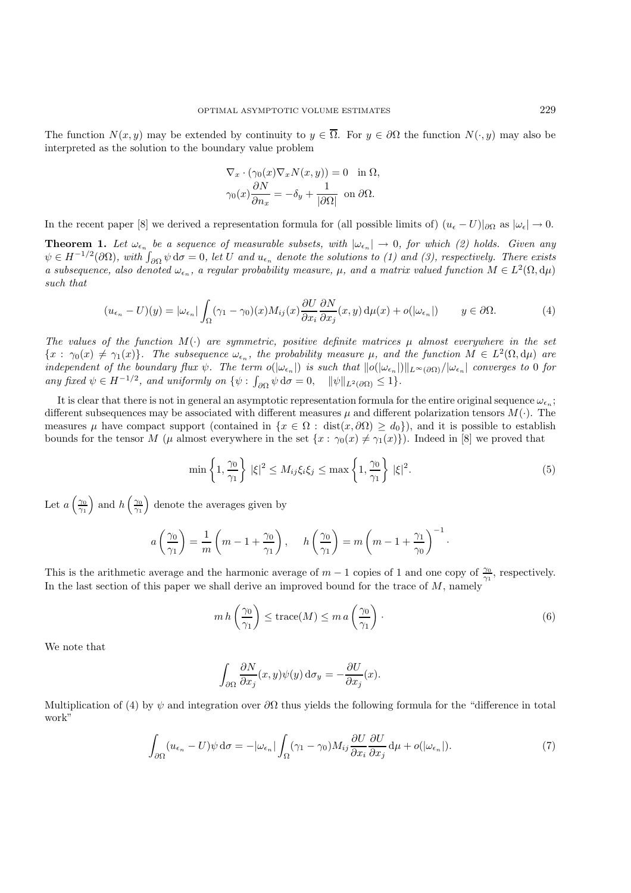The function $N(x, y)$ may be extended by continuity to $y \in \overline{\Omega}$. For $y \in \partial\Omega$ the function $N(\cdot, y)$ may also be interpreted as the solution to the boundary value problem

$$
\begin{aligned}
\nabla_x \cdot (\gamma_0(x) \nabla_x N(x, y)) &= 0 \quad \text{in } \Omega, \\
\gamma_0(x) \frac{\partial N}{\partial n_x} &= -\delta_y + \frac{1}{|\partial\Omega|} \quad \text{on } \partial\Omega.
\end{aligned}
$$

In the recent paper [8] we derived a representation formula for (all possible limits of) $(u_\epsilon - U)|_{\partial\Omega}$ as $|\omega_\epsilon| \to 0$.

**Theorem 1.** *Let $\omega_{\epsilon_n}$ be a sequence of measurable subsets, with $|\omega_{\epsilon_n}| \to 0$, for which (2) holds. Given any $\psi \in H^{-1/2}(\partial\Omega)$, with $\int_{\partial\Omega} \psi \, \mathrm{d}\sigma = 0$, let $U$ and $u_{\epsilon_n}$ denote the solutions to (1) and (3), respectively. There exists a subsequence, also denoted $\omega_{\epsilon_n}$, a regular probability measure, $\mu$, and a matrix valued function $M \in L^2(\Omega, \mathrm{d}\mu)$ such that*

$$
(u_{\epsilon_n} - U)(y) = |\omega_{\epsilon_n}| \int_\Omega (\gamma_1 - \gamma_0)(x) M_{ij}(x) \frac{\partial U}{\partial x_i} \frac{\partial N}{\partial x_j}(x, y) \, \mathrm{d}\mu(x) + o(|\omega_{\epsilon_n}|) \qquad y \in \partial\Omega. \tag{4}
$$

*The values of the function $M(\cdot)$ are symmetric, positive definite matrices $\mu$ almost everywhere in the set $\{x : \gamma_0(x) \neq \gamma_1(x)\}$. The subsequence $\omega_{\epsilon_n}$, the probability measure $\mu$, and the function $M \in L^2(\Omega, \mathrm{d}\mu)$ are independent of the boundary flux $\psi$. The term $o(|\omega_{\epsilon_n}|)$ is such that $\|o(|\omega_{\epsilon_n}|)\|_{L^\infty(\partial\Omega)} / |\omega_{\epsilon_n}|$ converges to 0 for any fixed $\psi \in H^{-1/2}$, and uniformly on $\{\psi : \int_{\partial\Omega} \psi \, \mathrm{d}\sigma = 0, \quad \|\psi\|_{L^2(\partial\Omega)} \leq 1\}$.*

It is clear that there is not in general an asymptotic representation formula for the entire original sequence $\omega_{\epsilon_n}$; different subsequences may be associated with different measures $\mu$ and different polarization tensors $M(\cdot)$. The measures $\mu$ have compact support (contained in $\{x \in \Omega : \mathrm{dist}(x, \partial\Omega) \geq d_0\}$), and it is possible to establish bounds for the tensor $M$ ($\mu$ almost everywhere in the set $\{x : \gamma_0(x) \neq \gamma_1(x)\}$). Indeed in [8] we proved that

$$
\min\left\{1, \frac{\gamma_0}{\gamma_1}\right\} |\xi|^2 \leq M_{ij} \xi_i \xi_j \leq \max\left\{1, \frac{\gamma_0}{\gamma_1}\right\} |\xi|^2. \tag{5}
$$

Let $a\left(\frac{\gamma_0}{\gamma_1}\right)$ and $h\left(\frac{\gamma_0}{\gamma_1}\right)$ denote the averages given by

$$
a\left(\frac{\gamma_0}{\gamma_1}\right) = \frac{1}{m}\left(m - 1 + \frac{\gamma_0}{\gamma_1}\right), \quad h\left(\frac{\gamma_0}{\gamma_1}\right) = m\left(m - 1 + \frac{\gamma_1}{\gamma_0}\right)^{-1}.
$$

This is the arithmetic average and the harmonic average of $m - 1$ copies of 1 and one copy of $\frac{\gamma_0}{\gamma_1}$, respectively. In the last section of this paper we shall derive an improved bound for the trace of $M$, namely

$$
m\, h\left(\frac{\gamma_0}{\gamma_1}\right) \leq \mathrm{trace}(M) \leq m\, a\left(\frac{\gamma_0}{\gamma_1}\right) \cdot \tag{6}
$$

We note that

$$
\int_{\partial\Omega} \frac{\partial N}{\partial x_j}(x, y) \psi(y) \, \mathrm{d}\sigma_y = -\frac{\partial U}{\partial x_j}(x).
$$

Multiplication of (4) by $\psi$ and integration over $\partial\Omega$ thus yields the following formula for the "difference in total work"

$$
\int_{\partial\Omega} (u_{\epsilon_n} - U)\psi \, \mathrm{d}\sigma = -|\omega_{\epsilon_n}| \int_\Omega (\gamma_1 - \gamma_0) M_{ij} \frac{\partial U}{\partial x_i} \frac{\partial U}{\partial x_j} \, \mathrm{d}\mu + o(|\omega_{\epsilon_n}|). \tag{7}
$$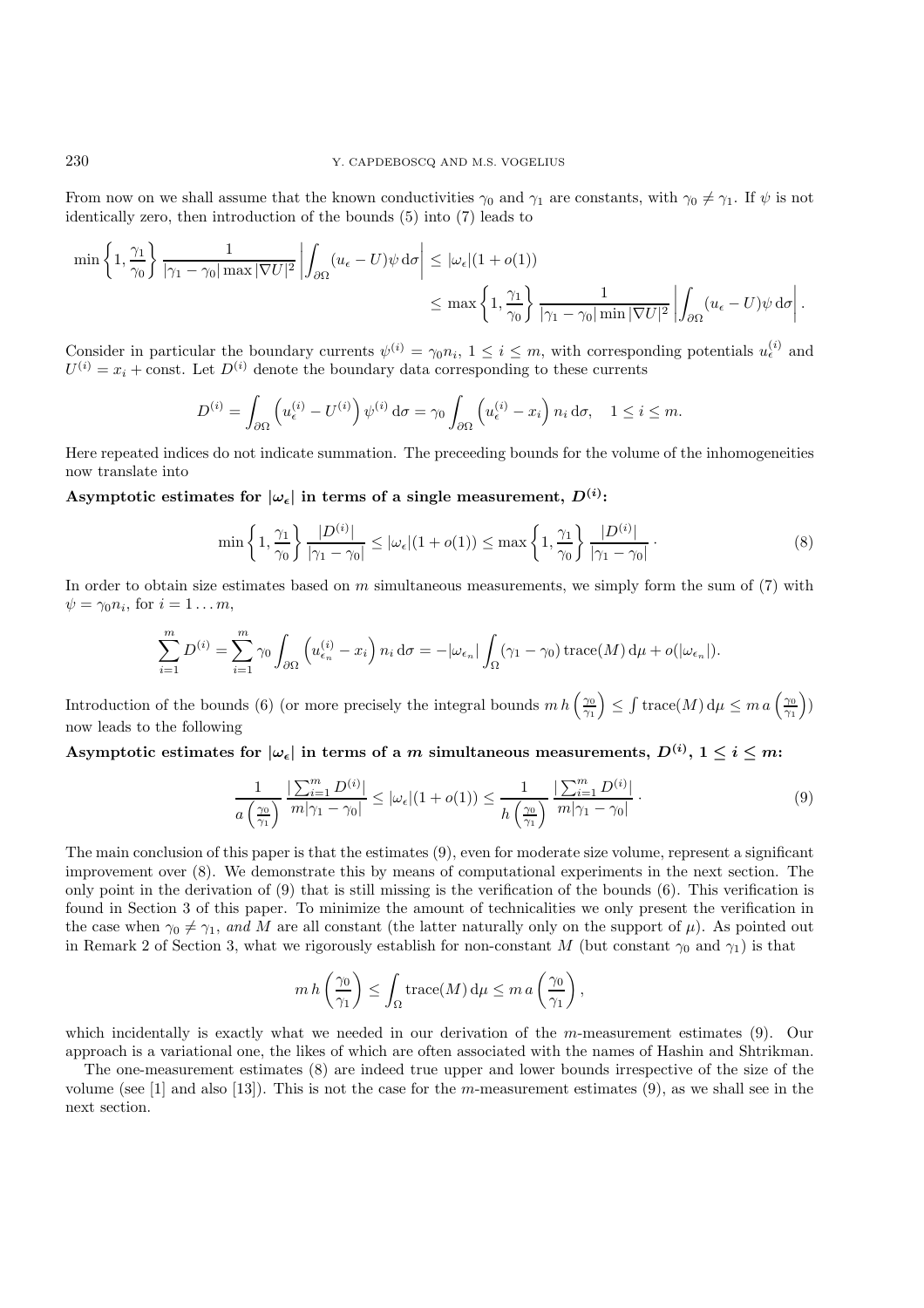From now on we shall assume that the known conductivities $\gamma_0$ and $\gamma_1$ are constants, with $\gamma_0 \neq \gamma_1$. If $\psi$ is not identically zero, then introduction of the bounds (5) into (7) leads to

$$
\begin{aligned}
\min\left\{1, \frac{\gamma_1}{\gamma_0}\right\} \frac{1}{|\gamma_1 - \gamma_0| \max |\nabla U|^2} \left| \int_{\partial\Omega} (u_\epsilon - U)\psi \, \mathrm{d}\sigma \right| &\leq |\omega_\epsilon|(1 + o(1)) \\
&\leq \max\left\{1, \frac{\gamma_1}{\gamma_0}\right\} \frac{1}{|\gamma_1 - \gamma_0| \min |\nabla U|^2} \left| \int_{\partial\Omega} (u_\epsilon - U)\psi \, \mathrm{d}\sigma \right|.
\end{aligned}
$$

Consider in particular the boundary currents $\psi^{(i)} = \gamma_0 n_i$, $1 \leq i \leq m$, with corresponding potentials $u_\epsilon^{(i)}$ and $U^{(i)} = x_i + \text{const}$. Let $D^{(i)}$ denote the boundary data corresponding to these currents

$$
D^{(i)} = \int_{\partial\Omega} \left( u_\epsilon^{(i)} - U^{(i)} \right) \psi^{(i)} \, \mathrm{d}\sigma = \gamma_0 \int_{\partial\Omega} \left( u_\epsilon^{(i)} - x_i \right) n_i \, \mathrm{d}\sigma, \quad 1 \leq i \leq m.
$$

Here repeated indices do not indicate summation. The preceeding bounds for the volume of the inhomogeneities now translate into

**Asymptotic estimates for $|\omega_\epsilon|$ in terms of a single measurement, $D^{(i)}$:**

$$
\min\left\{1, \frac{\gamma_1}{\gamma_0}\right\} \frac{|D^{(i)}|}{|\gamma_1 - \gamma_0|} \leq |\omega_\epsilon|(1 + o(1)) \leq \max\left\{1, \frac{\gamma_1}{\gamma_0}\right\} \frac{|D^{(i)}|}{|\gamma_1 - \gamma_0|} \cdot \tag{8}
$$

In order to obtain size estimates based on $m$ simultaneous measurements, we simply form the sum of (7) with $\psi = \gamma_0 n_i$, for $i = 1 \ldots m$,

$$
\sum_{i=1}^m D^{(i)} = \sum_{i=1}^m \gamma_0 \int_{\partial\Omega} \left( u_{\epsilon_n}^{(i)} - x_i \right) n_i \, \mathrm{d}\sigma = -|\omega_{\epsilon_n}| \int_\Omega (\gamma_1 - \gamma_0) \operatorname{trace}(M) \, \mathrm{d}\mu + o(|\omega_{\epsilon_n}|).
$$

Introduction of the bounds (6) (or more precisely the integral bounds $m\, h\left(\frac{\gamma_0}{\gamma_1}\right) \leq \int \operatorname{trace}(M) \, \mathrm{d}\mu \leq m\, a\left(\frac{\gamma_0}{\gamma_1}\right)$) now leads to the following

**Asymptotic estimates for $|\omega_\epsilon|$ in terms of a $m$ simultaneous measurements, $D^{(i)}$, $1 \leq i \leq m$:**

$$
\frac{1}{a\left(\frac{\gamma_0}{\gamma_1}\right)} \frac{\left|\sum_{i=1}^m D^{(i)}\right|}{m|\gamma_1 - \gamma_0|} \leq |\omega_\epsilon|(1 + o(1)) \leq \frac{1}{h\left(\frac{\gamma_0}{\gamma_1}\right)} \frac{\left|\sum_{i=1}^m D^{(i)}\right|}{m|\gamma_1 - \gamma_0|} \cdot \tag{9}
$$

The main conclusion of this paper is that the estimates (9), even for moderate size volume, represent a significant improvement over (8). We demonstrate this by means of computational experiments in the next section. The only point in the derivation of (9) that is still missing is the verification of the bounds (6). This verification is found in Section 3 of this paper. To minimize the amount of technicalities we only present the verification in the case when $\gamma_0 \neq \gamma_1$, *and* $M$ are all constant (the latter naturally only on the support of $\mu$). As pointed out in Remark 2 of Section 3, what we rigorously establish for non-constant $M$ (but constant $\gamma_0$ and $\gamma_1$) is that

$$
m\, h\left(\frac{\gamma_0}{\gamma_1}\right) \leq \int_\Omega \operatorname{trace}(M) \, \mathrm{d}\mu \leq m\, a\left(\frac{\gamma_0}{\gamma_1}\right),
$$

which incidentally is exactly what we needed in our derivation of the $m$-measurement estimates (9). Our approach is a variational one, the likes of which are often associated with the names of Hashin and Shtrikman.

The one-measurement estimates (8) are indeed true upper and lower bounds irrespective of the size of the volume (see [1] and also [13]). This is not the case for the $m$-measurement estimates (9), as we shall see in the next section.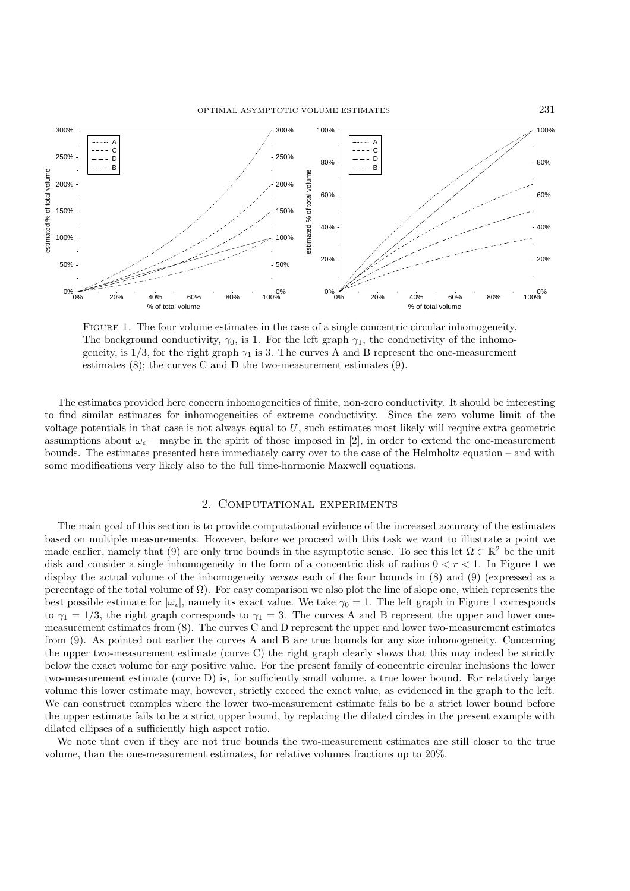Figure 1. The four volume estimates in the case of a single concentric circular inhomogeneity. The background conductivity, $\gamma_0$, is 1. For the left graph $\gamma_1$, the conductivity of the inhomogeneity, is 1/3, for the right graph $\gamma_1$ is 3. The curves A and B represent the one-measurement estimates (8); the curves C and D the two-measurement estimates (9).

The estimates provided here concern inhomogeneities of finite, non-zero conductivity. It should be interesting to find similar estimates for inhomogeneities of extreme conductivity. Since the zero volume limit of the voltage potentials in that case is not always equal to $U$, such estimates most likely will require extra geometric assumptions about $\omega_\epsilon$ – maybe in the spirit of those imposed in [2], in order to extend the one-measurement bounds. The estimates presented here immediately carry over to the case of the Helmholtz equation – and with some modifications very likely also to the full time-harmonic Maxwell equations.

## 2. Computational experiments

The main goal of this section is to provide computational evidence of the increased accuracy of the estimates based on multiple measurements. However, before we proceed with this task we want to illustrate a point we made earlier, namely that (9) are only true bounds in the asymptotic sense. To see this let $\Omega \subset \mathbb{R}^2$ be the unit disk and consider a single inhomogeneity in the form of a concentric disk of radius $0 < r < 1$. In Figure 1 we display the actual volume of the inhomogeneity *versus* each of the four bounds in (8) and (9) (expressed as a percentage of the total volume of $\Omega$). For easy comparison we also plot the line of slope one, which represents the best possible estimate for $|\omega_\epsilon|$, namely its exact value. We take $\gamma_0 = 1$. The left graph in Figure 1 corresponds to $\gamma_1 = 1/3$, the right graph corresponds to $\gamma_1 = 3$. The curves A and B represent the upper and lower one-measurement estimates from (8). The curves C and D represent the upper and lower two-measurement estimates from (9). As pointed out earlier the curves A and B are true bounds for any size inhomogeneity. Concerning the upper two-measurement estimate (curve C) the right graph clearly shows that this may indeed be strictly below the exact volume for any positive value. For the present family of concentric circular inclusions the lower two-measurement estimate (curve D) is, for sufficiently small volume, a true lower bound. For relatively large volume this lower estimate may, however, strictly exceed the exact value, as evidenced in the graph to the left. We can construct examples where the lower two-measurement estimate fails to be a strict lower bound before the upper estimate fails to be a strict upper bound, by replacing the dilated circles in the present example with dilated ellipses of a sufficiently high aspect ratio.

We note that even if they are not true bounds the two-measurement estimates are still closer to the true volume, than the one-measurement estimates, for relative volumes fractions up to 20%.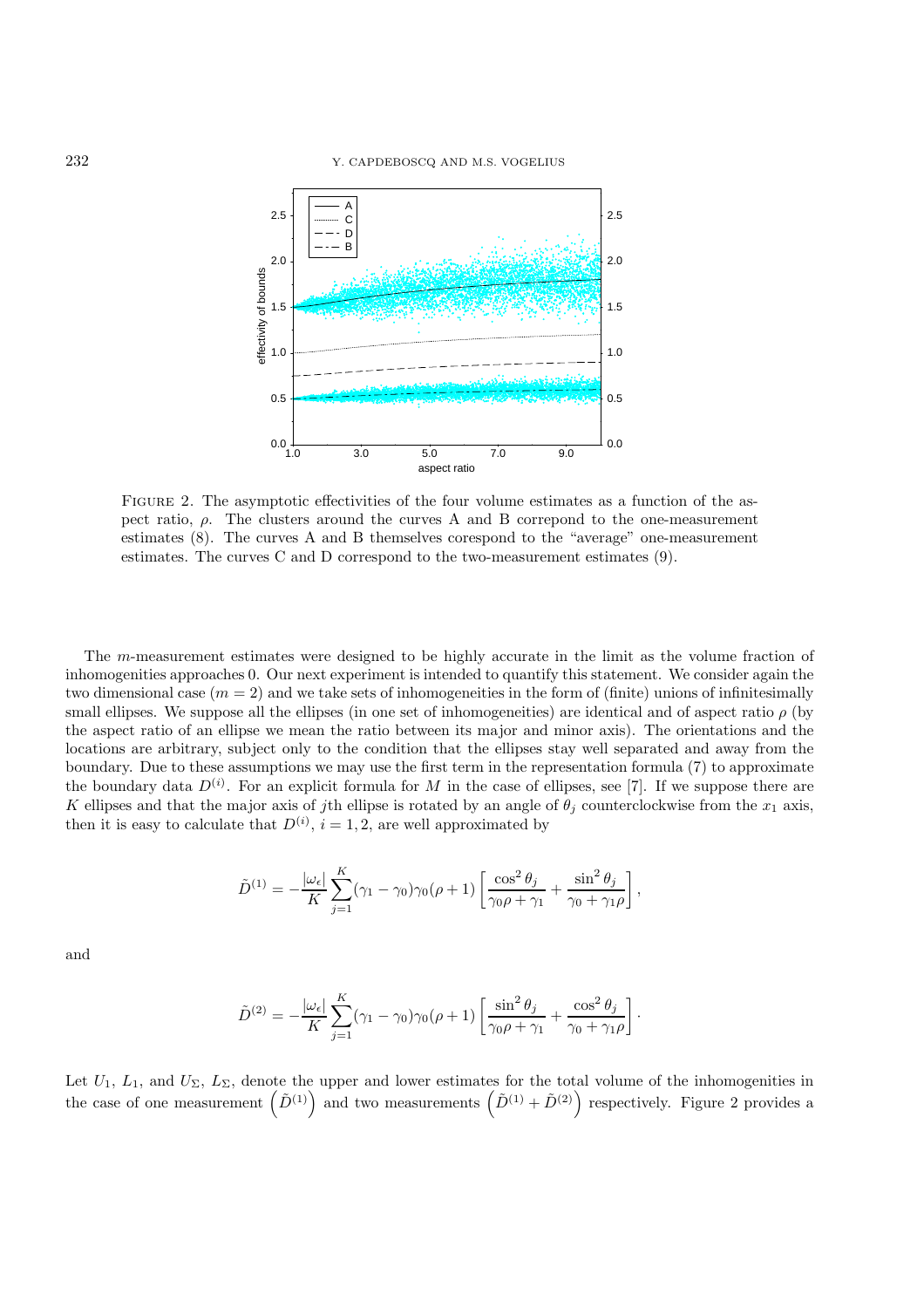FIGURE 2. The asymptotic effectivities of the four volume estimates as a function of the aspect ratio, $\rho$. The clusters around the curves A and B correpond to the one-measurement estimates (8). The curves A and B themselves corespond to the "average" one-measurement estimates. The curves C and D correspond to the two-measurement estimates (9).

The $m$-measurement estimates were designed to be highly accurate in the limit as the volume fraction of inhomogenities approaches 0. Our next experiment is intended to quantify this statement. We consider again the two dimensional case ($m = 2$) and we take sets of inhomogeneities in the form of (finite) unions of infinitesimally small ellipses. We suppose all the ellipses (in one set of inhomogeneities) are identical and of aspect ratio $\rho$ (by the aspect ratio of an ellipse we mean the ratio between its major and minor axis). The orientations and the locations are arbitrary, subject only to the condition that the ellipses stay well separated and away from the boundary. Due to these assumptions we may use the first term in the representation formula (7) to approximate the boundary data $D^{(i)}$. For an explicit formula for $M$ in the case of ellipses, see [7]. If we suppose there are $K$ ellipses and that the major axis of $j$th ellipse is rotated by an angle of $\theta_j$ counterclockwise from the $x_1$ axis, then it is easy to calculate that $D^{(i)}$, $i = 1, 2$, are well approximated by

$$\tilde{D}^{(1)} = -\frac{|\omega_\epsilon|}{K} \sum_{j=1}^{K} (\gamma_1 - \gamma_0)\gamma_0(\rho + 1) \left[ \frac{\cos^2 \theta_j}{\gamma_0 \rho + \gamma_1} + \frac{\sin^2 \theta_j}{\gamma_0 + \gamma_1 \rho} \right],$$

and

$$\tilde{D}^{(2)} = -\frac{|\omega_\epsilon|}{K} \sum_{j=1}^{K} (\gamma_1 - \gamma_0)\gamma_0(\rho + 1) \left[ \frac{\sin^2 \theta_j}{\gamma_0 \rho + \gamma_1} + \frac{\cos^2 \theta_j}{\gamma_0 + \gamma_1 \rho} \right].$$

Let $U_1$, $L_1$, and $U_\Sigma$, $L_\Sigma$, denote the upper and lower estimates for the total volume of the inhomogenities in the case of one measurement $\left(\tilde{D}^{(1)}\right)$ and two measurements $\left(\tilde{D}^{(1)} + \tilde{D}^{(2)}\right)$ respectively. Figure 2 provides a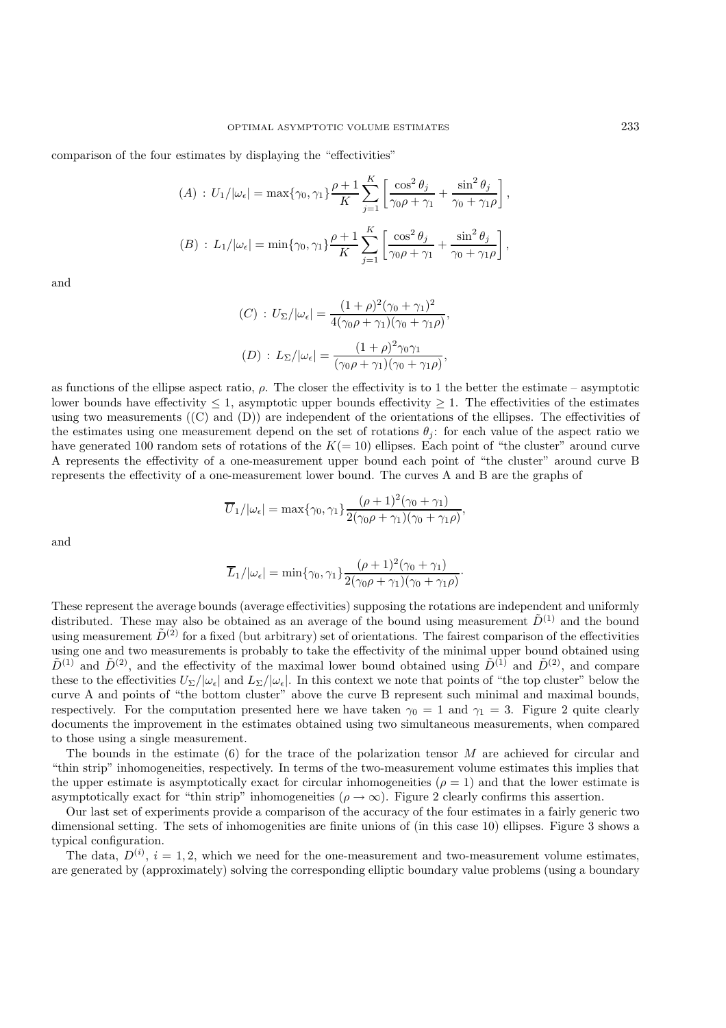comparison of the four estimates by displaying the "effectivities"

$$(A) \,:\, U_1/|\omega_\epsilon| = \max\{\gamma_0,\gamma_1\}\frac{\rho+1}{K}\sum_{j=1}^{K}\left[\frac{\cos^2\theta_j}{\gamma_0\rho+\gamma_1}+\frac{\sin^2\theta_j}{\gamma_0+\gamma_1\rho}\right],$$

$$(B) \,:\, L_1/|\omega_\epsilon| = \min\{\gamma_0,\gamma_1\}\frac{\rho+1}{K}\sum_{j=1}^{K}\left[\frac{\cos^2\theta_j}{\gamma_0\rho+\gamma_1}+\frac{\sin^2\theta_j}{\gamma_0+\gamma_1\rho}\right],$$

and

$$(C) \,:\, U_\Sigma/|\omega_\epsilon| = \frac{(1+\rho)^2(\gamma_0+\gamma_1)^2}{4(\gamma_0\rho+\gamma_1)(\gamma_0+\gamma_1\rho)},$$

$$(D) \,:\, L_\Sigma/|\omega_\epsilon| = \frac{(1+\rho)^2\gamma_0\gamma_1}{(\gamma_0\rho+\gamma_1)(\gamma_0+\gamma_1\rho)},$$

as functions of the ellipse aspect ratio, $\rho$. The closer the effectivity is to 1 the better the estimate – asymptotic lower bounds have effectivity $\leq 1$, asymptotic upper bounds effectivity $\geq 1$. The effectivities of the estimates using two measurements ((C) and (D)) are independent of the orientations of the ellipses. The effectivities of the estimates using one measurement depend on the set of rotations $\theta_j$: for each value of the aspect ratio we have generated 100 random sets of rotations of the $K(=10)$ ellipses. Each point of "the cluster" around curve A represents the effectivity of a one-measurement upper bound each point of "the cluster" around curve B represents the effectivity of a one-measurement lower bound. The curves A and B are the graphs of

$$\overline{U}_1/|\omega_\epsilon| = \max\{\gamma_0,\gamma_1\}\frac{(\rho+1)^2(\gamma_0+\gamma_1)}{2(\gamma_0\rho+\gamma_1)(\gamma_0+\gamma_1\rho)},$$

and

$$\overline{L}_1/|\omega_\epsilon| = \min\{\gamma_0,\gamma_1\}\frac{(\rho+1)^2(\gamma_0+\gamma_1)}{2(\gamma_0\rho+\gamma_1)(\gamma_0+\gamma_1\rho)}.$$

These represent the average bounds (average effectivities) supposing the rotations are independent and uniformly distributed. These may also be obtained as an average of the bound using measurement $\tilde{D}^{(1)}$ and the bound using measurement $\tilde{D}^{(2)}$ for a fixed (but arbitrary) set of orientations. The fairest comparison of the effectivities using one and two measurements is probably to take the effectivity of the minimal upper bound obtained using $\tilde{D}^{(1)}$ and $\tilde{D}^{(2)}$, and the effectivity of the maximal lower bound obtained using $\tilde{D}^{(1)}$ and $\tilde{D}^{(2)}$, and compare these to the effectivities $U_\Sigma/|\omega_\epsilon|$ and $L_\Sigma/|\omega_\epsilon|$. In this context we note that points of "the top cluster" below the curve A and points of "the bottom cluster" above the curve B represent such minimal and maximal bounds, respectively. For the computation presented here we have taken $\gamma_0 = 1$ and $\gamma_1 = 3$. Figure 2 quite clearly documents the improvement in the estimates obtained using two simultaneous measurements, when compared to those using a single measurement.

The bounds in the estimate (6) for the trace of the polarization tensor $M$ are achieved for circular and "thin strip" inhomogeneities, respectively. In terms of the two-measurement volume estimates this implies that the upper estimate is asymptotically exact for circular inhomogeneities ($\rho = 1$) and that the lower estimate is asymptotically exact for "thin strip" inhomogeneities ($\rho \to \infty$). Figure 2 clearly confirms this assertion.

Our last set of experiments provide a comparison of the accuracy of the four estimates in a fairly generic two dimensional setting. The sets of inhomogenities are finite unions of (in this case 10) ellipses. Figure 3 shows a typical configuration.

The data, $D^{(i)}$, $i = 1, 2$, which we need for the one-measurement and two-measurement volume estimates, are generated by (approximately) solving the corresponding elliptic boundary value problems (using a boundary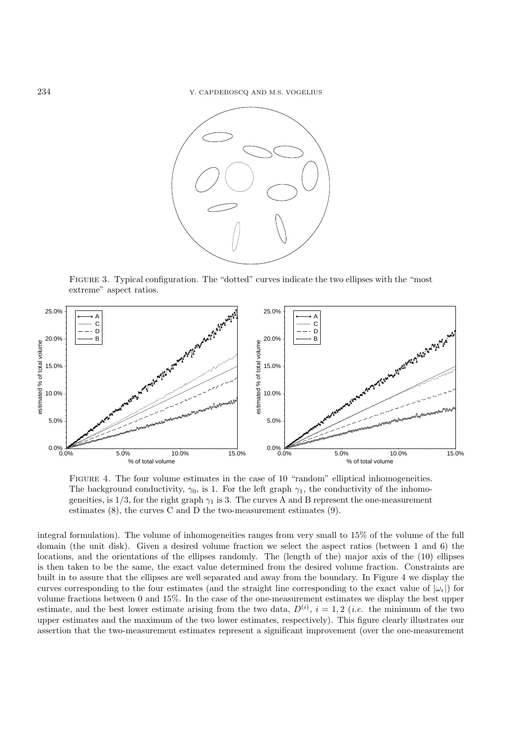Figure 3. Typical configuration. The "dotted" curves indicate the two ellipses with the "most extreme" aspect ratios.

Figure 4. The four volume estimates in the case of 10 "random" elliptical inhomogeneities. The background conductivity, $\gamma_0$, is 1. For the left graph $\gamma_1$, the conductivity of the inhomogeneities, is $1/3$, for the right graph $\gamma_1$ is 3. The curves A and B represent the one-measurement estimates (8), the curves C and D the two-measurement estimates (9).

integral formulation). The volume of inhomogeneities ranges from very small to 15% of the volume of the full domain (the unit disk). Given a desired volume fraction we select the aspect ratios (between 1 and 6) the locations, and the orientations of the ellipses randomly. The (length of the) major axis of the (10) ellipses is then taken to be the same, the exact value determined from the desired volume fraction. Constraints are built in to assure that the ellipses are well separated and away from the boundary. In Figure 4 we display the curves corresponding to the four estimates (and the straight line corresponding to the exact value of $|\omega_\epsilon|$) for volume fractions between 0 and 15%. In the case of the one-measurement estimates we display the best upper estimate, and the best lower estimate arising from the two data, $D^{(i)}$, $i = 1, 2$ (*i.e.* the minimum of the two upper estimates and the maximum of the two lower estimates, respectively). This figure clearly illustrates our assertion that the two-measurement estimates represent a significant improvement (over the one-measurement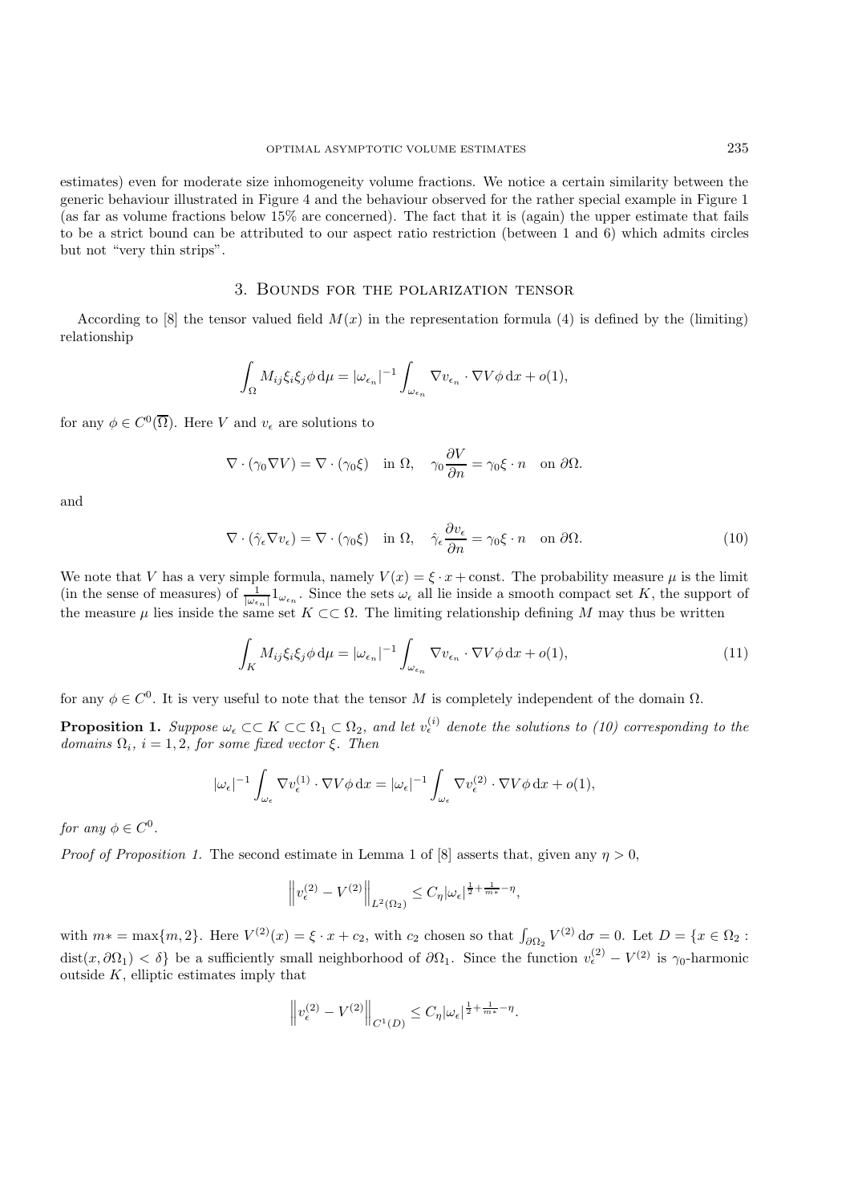estimates) even for moderate size inhomogeneity volume fractions. We notice a certain similarity between the generic behaviour illustrated in Figure 4 and the behaviour observed for the rather special example in Figure 1 (as far as volume fractions below 15% are concerned). The fact that it is (again) the upper estimate that fails to be a strict bound can be attributed to our aspect ratio restriction (between 1 and 6) which admits circles but not "very thin strips".

## 3. Bounds for the polarization tensor

According to [8] the tensor valued field $M(x)$ in the representation formula (4) is defined by the (limiting) relationship

$$\int_\Omega M_{ij}\xi_i\xi_j\phi\,\mathrm{d}\mu = |\omega_{\epsilon_n}|^{-1}\int_{\omega_{\epsilon_n}} \nabla v_{\epsilon_n}\cdot\nabla V\phi\,\mathrm{d}x + o(1),$$

for any $\phi \in C^0(\overline{\Omega})$. Here $V$ and $v_\epsilon$ are solutions to

$$\nabla\cdot(\gamma_0\nabla V) = \nabla\cdot(\gamma_0\xi) \quad \text{in } \Omega, \quad \gamma_0\frac{\partial V}{\partial n} = \gamma_0\xi\cdot n \quad \text{on } \partial\Omega.$$

and

$$\nabla\cdot(\hat{\gamma}_\epsilon\nabla v_\epsilon) = \nabla\cdot(\gamma_0\xi) \quad \text{in } \Omega, \quad \hat{\gamma}_\epsilon\frac{\partial v_\epsilon}{\partial n} = \gamma_0\xi\cdot n \quad \text{on } \partial\Omega. \tag{10}$$

We note that $V$ has a very simple formula, namely $V(x) = \xi\cdot x + \text{const}$. The probability measure $\mu$ is the limit (in the sense of measures) of $\frac{1}{|\omega_{\epsilon_n}|}1_{\omega_{\epsilon_n}}$. Since the sets $\omega_\epsilon$ all lie inside a smooth compact set $K$, the support of the measure $\mu$ lies inside the same set $K \subset\subset \Omega$. The limiting relationship defining $M$ may thus be written

$$\int_K M_{ij}\xi_i\xi_j\phi\,\mathrm{d}\mu = |\omega_{\epsilon_n}|^{-1}\int_{\omega_{\epsilon_n}} \nabla v_{\epsilon_n}\cdot\nabla V\phi\,\mathrm{d}x + o(1), \tag{11}$$

for any $\phi \in C^0$. It is very useful to note that the tensor $M$ is completely independent of the domain $\Omega$.

**Proposition 1.** *Suppose $\omega_\epsilon \subset\subset K \subset\subset \Omega_1 \subset \Omega_2$, and let $v_\epsilon^{(i)}$ denote the solutions to (10) corresponding to the domains $\Omega_i$, $i = 1, 2$, for some fixed vector $\xi$. Then*

$$|\omega_\epsilon|^{-1}\int_{\omega_\epsilon}\nabla v_\epsilon^{(1)}\cdot\nabla V\phi\,\mathrm{d}x = |\omega_\epsilon|^{-1}\int_{\omega_\epsilon}\nabla v_\epsilon^{(2)}\cdot\nabla V\phi\,\mathrm{d}x + o(1),$$

*for any $\phi \in C^0$.*

*Proof of Proposition 1.* The second estimate in Lemma 1 of [8] asserts that, given any $\eta > 0$,

$$\left\|v_\epsilon^{(2)} - V^{(2)}\right\|_{L^2(\Omega_2)} \le C_\eta|\omega_\epsilon|^{\frac{1}{2}+\frac{1}{m*}-\eta},$$

with $m* = \max\{m, 2\}$. Here $V^{(2)}(x) = \xi\cdot x + c_2$, with $c_2$ chosen so that $\int_{\partial\Omega_2} V^{(2)}\,\mathrm{d}\sigma = 0$. Let $D = \{x \in \Omega_2 : \mathrm{dist}(x, \partial\Omega_1) < \delta\}$ be a sufficiently small neighborhood of $\partial\Omega_1$. Since the function $v_\epsilon^{(2)} - V^{(2)}$ is $\gamma_0$-harmonic outside $K$, elliptic estimates imply that

$$\left\|v_\epsilon^{(2)} - V^{(2)}\right\|_{C^1(D)} \le C_\eta|\omega_\epsilon|^{\frac{1}{2}+\frac{1}{m*}-\eta}.$$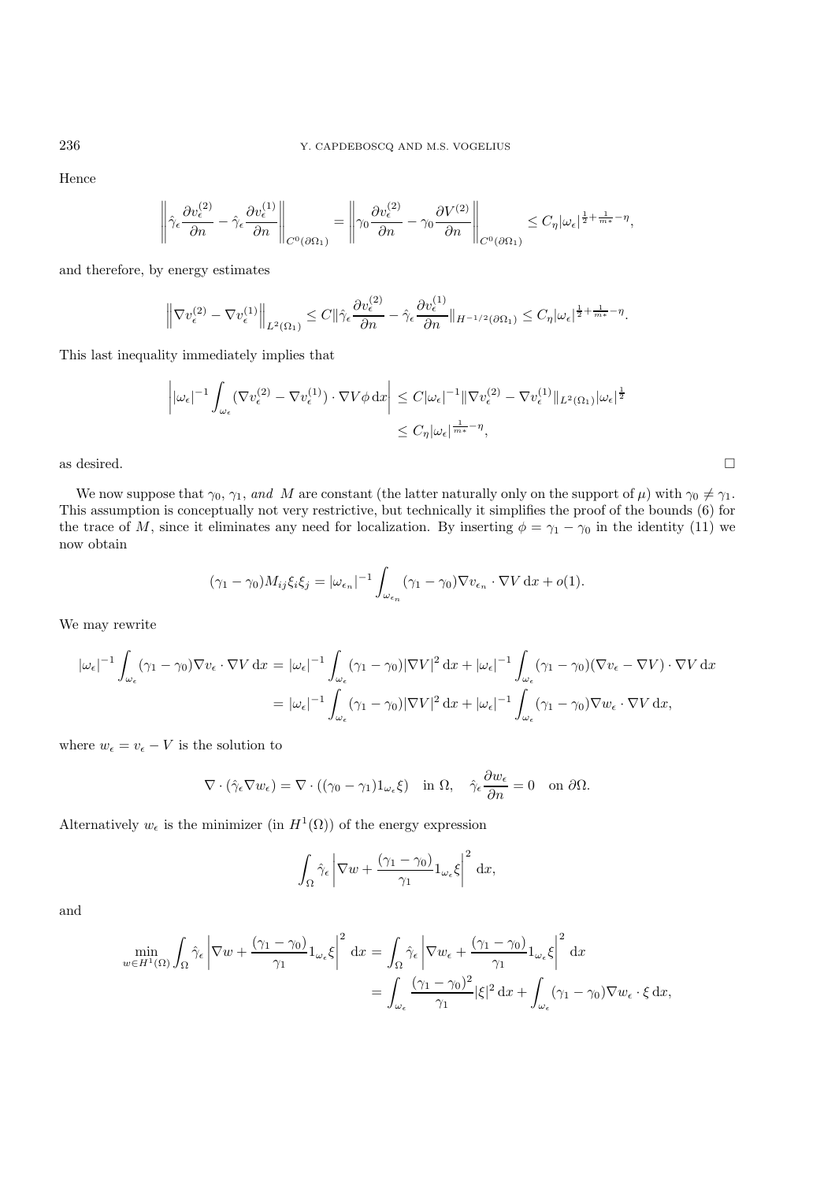Hence

$$\left\| \hat{\gamma}_\epsilon \frac{\partial v_\epsilon^{(2)}}{\partial n} - \hat{\gamma}_\epsilon \frac{\partial v_\epsilon^{(1)}}{\partial n} \right\|_{C^0(\partial\Omega_1)} = \left\| \gamma_0 \frac{\partial v_\epsilon^{(2)}}{\partial n} - \gamma_0 \frac{\partial V^{(2)}}{\partial n} \right\|_{C^0(\partial\Omega_1)} \leq C_\eta |\omega_\epsilon|^{\frac{1}{2}+\frac{1}{m*}-\eta},$$

and therefore, by energy estimates

$$\left\| \nabla v_\epsilon^{(2)} - \nabla v_\epsilon^{(1)} \right\|_{L^2(\Omega_1)} \leq C \|\hat{\gamma}_\epsilon \frac{\partial v_\epsilon^{(2)}}{\partial n} - \hat{\gamma}_\epsilon \frac{\partial v_\epsilon^{(1)}}{\partial n}\|_{H^{-1/2}(\partial\Omega_1)} \leq C_\eta |\omega_\epsilon|^{\frac{1}{2}+\frac{1}{m*}-\eta}.$$

This last inequality immediately implies that

$$\left| |\omega_\epsilon|^{-1} \int_{\omega_\epsilon} (\nabla v_\epsilon^{(2)} - \nabla v_\epsilon^{(1)}) \cdot \nabla V \phi \, \mathrm{d}x \right| \leq C |\omega_\epsilon|^{-1} \|\nabla v_\epsilon^{(2)} - \nabla v_\epsilon^{(1)}\|_{L^2(\Omega_1)} |\omega_\epsilon|^{\frac{1}{2}}$$
$$\leq C_\eta |\omega_\epsilon|^{\frac{1}{m*}-\eta},$$

as desired. $\square$

We now suppose that $\gamma_0$, $\gamma_1$, *and* $M$ are constant (the latter naturally only on the support of $\mu$) with $\gamma_0 \neq \gamma_1$. This assumption is conceptually not very restrictive, but technically it simplifies the proof of the bounds (6) for the trace of $M$, since it eliminates any need for localization. By inserting $\phi = \gamma_1 - \gamma_0$ in the identity (11) we now obtain

$$(\gamma_1 - \gamma_0) M_{ij} \xi_i \xi_j = |\omega_{\epsilon_n}|^{-1} \int_{\omega_{\epsilon_n}} (\gamma_1 - \gamma_0) \nabla v_{\epsilon_n} \cdot \nabla V \, \mathrm{d}x + o(1).$$

We may rewrite

$$|\omega_\epsilon|^{-1} \int_{\omega_\epsilon} (\gamma_1 - \gamma_0) \nabla v_\epsilon \cdot \nabla V \, \mathrm{d}x = |\omega_\epsilon|^{-1} \int_{\omega_\epsilon} (\gamma_1 - \gamma_0) |\nabla V|^2 \, \mathrm{d}x + |\omega_\epsilon|^{-1} \int_{\omega_\epsilon} (\gamma_1 - \gamma_0)(\nabla v_\epsilon - \nabla V) \cdot \nabla V \, \mathrm{d}x$$
$$= |\omega_\epsilon|^{-1} \int_{\omega_\epsilon} (\gamma_1 - \gamma_0) |\nabla V|^2 \, \mathrm{d}x + |\omega_\epsilon|^{-1} \int_{\omega_\epsilon} (\gamma_1 - \gamma_0) \nabla w_\epsilon \cdot \nabla V \, \mathrm{d}x,$$

where $w_\epsilon = v_\epsilon - V$ is the solution to

$$\nabla \cdot (\hat{\gamma}_\epsilon \nabla w_\epsilon) = \nabla \cdot ((\gamma_0 - \gamma_1) 1_{\omega_\epsilon} \xi) \quad \text{in } \Omega, \quad \hat{\gamma}_\epsilon \frac{\partial w_\epsilon}{\partial n} = 0 \quad \text{on } \partial\Omega.$$

Alternatively $w_\epsilon$ is the minimizer (in $H^1(\Omega)$) of the energy expression

$$\int_\Omega \hat{\gamma}_\epsilon \left| \nabla w + \frac{(\gamma_1 - \gamma_0)}{\gamma_1} 1_{\omega_\epsilon} \xi \right|^2 \mathrm{d}x,$$

and

$$\min_{w \in H^1(\Omega)} \int_\Omega \hat{\gamma}_\epsilon \left| \nabla w + \frac{(\gamma_1 - \gamma_0)}{\gamma_1} 1_{\omega_\epsilon} \xi \right|^2 \mathrm{d}x = \int_\Omega \hat{\gamma}_\epsilon \left| \nabla w_\epsilon + \frac{(\gamma_1 - \gamma_0)}{\gamma_1} 1_{\omega_\epsilon} \xi \right|^2 \mathrm{d}x$$
$$= \int_{\omega_\epsilon} \frac{(\gamma_1 - \gamma_0)^2}{\gamma_1} |\xi|^2 \, \mathrm{d}x + \int_{\omega_\epsilon} (\gamma_1 - \gamma_0) \nabla w_\epsilon \cdot \xi \, \mathrm{d}x,$$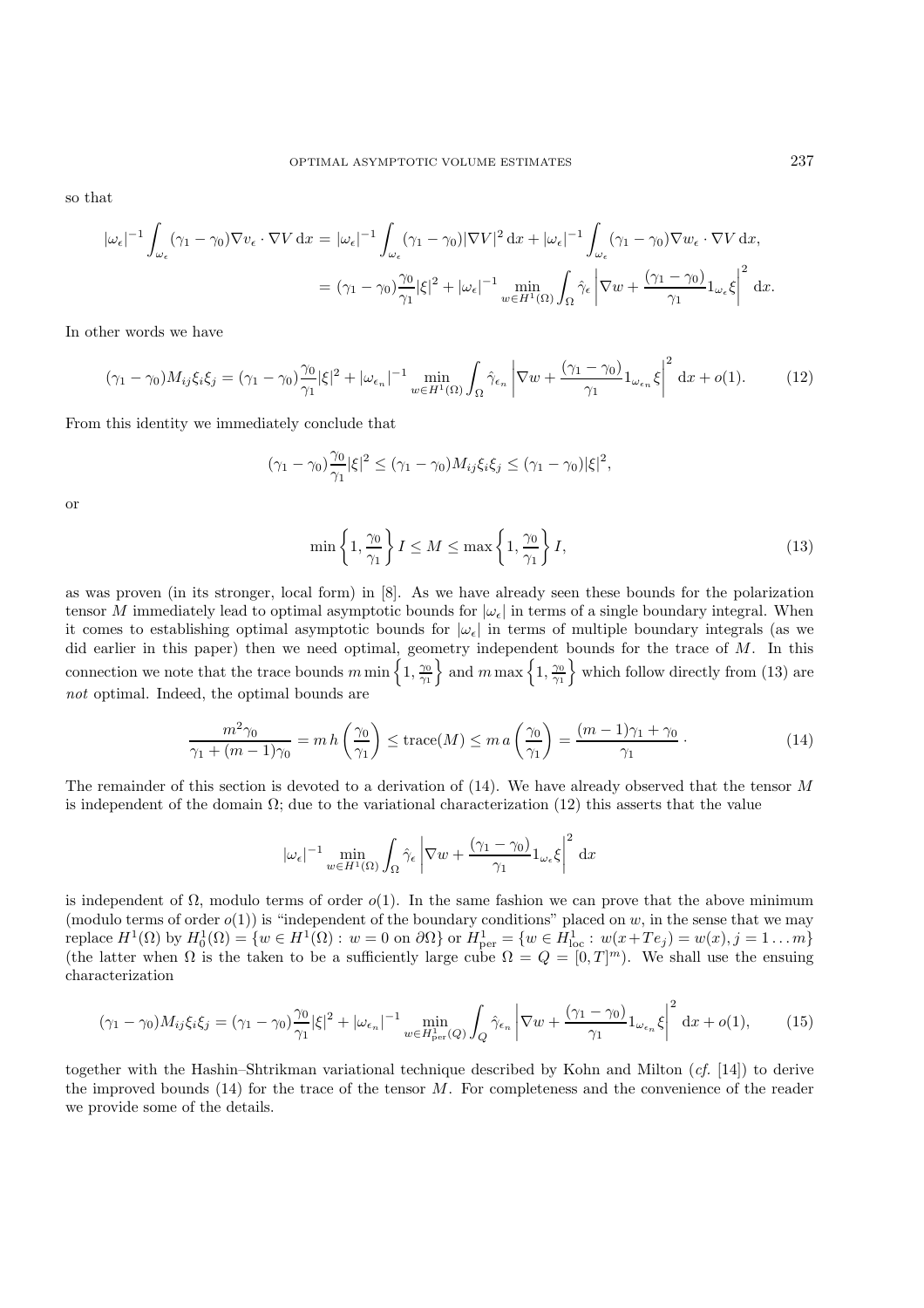so that

$$|\omega_\epsilon|^{-1}\int_{\omega_\epsilon}(\gamma_1-\gamma_0)\nabla v_\epsilon\cdot\nabla V\,\mathrm{d}x = |\omega_\epsilon|^{-1}\int_{\omega_\epsilon}(\gamma_1-\gamma_0)|\nabla V|^2\,\mathrm{d}x + |\omega_\epsilon|^{-1}\int_{\omega_\epsilon}(\gamma_1-\gamma_0)\nabla w_\epsilon\cdot\nabla V\,\mathrm{d}x,$$

$$= (\gamma_1-\gamma_0)\frac{\gamma_0}{\gamma_1}|\xi|^2 + |\omega_\epsilon|^{-1}\min_{w\in H^1(\Omega)}\int_\Omega \hat{\gamma}_\epsilon\left|\nabla w + \frac{(\gamma_1-\gamma_0)}{\gamma_1}1_{\omega_\epsilon}\xi\right|^2\,\mathrm{d}x.$$

In other words we have

$$(\gamma_1-\gamma_0)M_{ij}\xi_i\xi_j = (\gamma_1-\gamma_0)\frac{\gamma_0}{\gamma_1}|\xi|^2 + |\omega_{\epsilon_n}|^{-1}\min_{w\in H^1(\Omega)}\int_\Omega \hat{\gamma}_{\epsilon_n}\left|\nabla w + \frac{(\gamma_1-\gamma_0)}{\gamma_1}1_{\omega_{\epsilon_n}}\xi\right|^2\,\mathrm{d}x + o(1). \tag{12}$$

From this identity we immediately conclude that

$$(\gamma_1-\gamma_0)\frac{\gamma_0}{\gamma_1}|\xi|^2 \le (\gamma_1-\gamma_0)M_{ij}\xi_i\xi_j \le (\gamma_1-\gamma_0)|\xi|^2,$$

or

$$\min\left\{1,\frac{\gamma_0}{\gamma_1}\right\}I \le M \le \max\left\{1,\frac{\gamma_0}{\gamma_1}\right\}I, \tag{13}$$

as was proven (in its stronger, local form) in [8]. As we have already seen these bounds for the polarization tensor $M$ immediately lead to optimal asymptotic bounds for $|\omega_\epsilon|$ in terms of a single boundary integral. When it comes to establishing optimal asymptotic bounds for $|\omega_\epsilon|$ in terms of multiple boundary integrals (as we did earlier in this paper) then we need optimal, geometry independent bounds for the trace of $M$. In this connection we note that the trace bounds $m\min\left\{1,\frac{\gamma_0}{\gamma_1}\right\}$ and $m\max\left\{1,\frac{\gamma_0}{\gamma_1}\right\}$ which follow directly from (13) are *not* optimal. Indeed, the optimal bounds are

$$\frac{m^2\gamma_0}{\gamma_1+(m-1)\gamma_0} = m\,h\left(\frac{\gamma_0}{\gamma_1}\right) \le \mathrm{trace}(M) \le m\,a\left(\frac{\gamma_0}{\gamma_1}\right) = \frac{(m-1)\gamma_1+\gamma_0}{\gamma_1}\,\cdot \tag{14}$$

The remainder of this section is devoted to a derivation of (14). We have already observed that the tensor $M$ is independent of the domain $\Omega$; due to the variational characterization (12) this asserts that the value

$$|\omega_\epsilon|^{-1}\min_{w\in H^1(\Omega)}\int_\Omega \hat{\gamma}_\epsilon\left|\nabla w + \frac{(\gamma_1-\gamma_0)}{\gamma_1}1_{\omega_\epsilon}\xi\right|^2\,\mathrm{d}x$$

is independent of $\Omega$, modulo terms of order $o(1)$. In the same fashion we can prove that the above minimum (modulo terms of order $o(1)$) is "independent of the boundary conditions" placed on $w$, in the sense that we may replace $H^1(\Omega)$ by $H^1_0(\Omega) = \{w\in H^1(\Omega):\ w=0 \text{ on } \partial\Omega\}$ or $H^1_{\mathrm{per}} = \{w\in H^1_{\mathrm{loc}}:\ w(x+Te_j)=w(x), j=1\dots m\}$ (the latter when $\Omega$ is the taken to be a sufficiently large cube $\Omega = Q = [0,T]^m$). We shall use the ensuing characterization

$$(\gamma_1-\gamma_0)M_{ij}\xi_i\xi_j = (\gamma_1-\gamma_0)\frac{\gamma_0}{\gamma_1}|\xi|^2 + |\omega_{\epsilon_n}|^{-1}\min_{w\in H^1_{\mathrm{per}}(Q)}\int_Q \hat{\gamma}_{\epsilon_n}\left|\nabla w + \frac{(\gamma_1-\gamma_0)}{\gamma_1}1_{\omega_{\epsilon_n}}\xi\right|^2\,\mathrm{d}x + o(1), \tag{15}$$

together with the Hashin–Shtrikman variational technique described by Kohn and Milton (*cf.* [14]) to derive the improved bounds (14) for the trace of the tensor $M$. For completeness and the convenience of the reader we provide some of the details.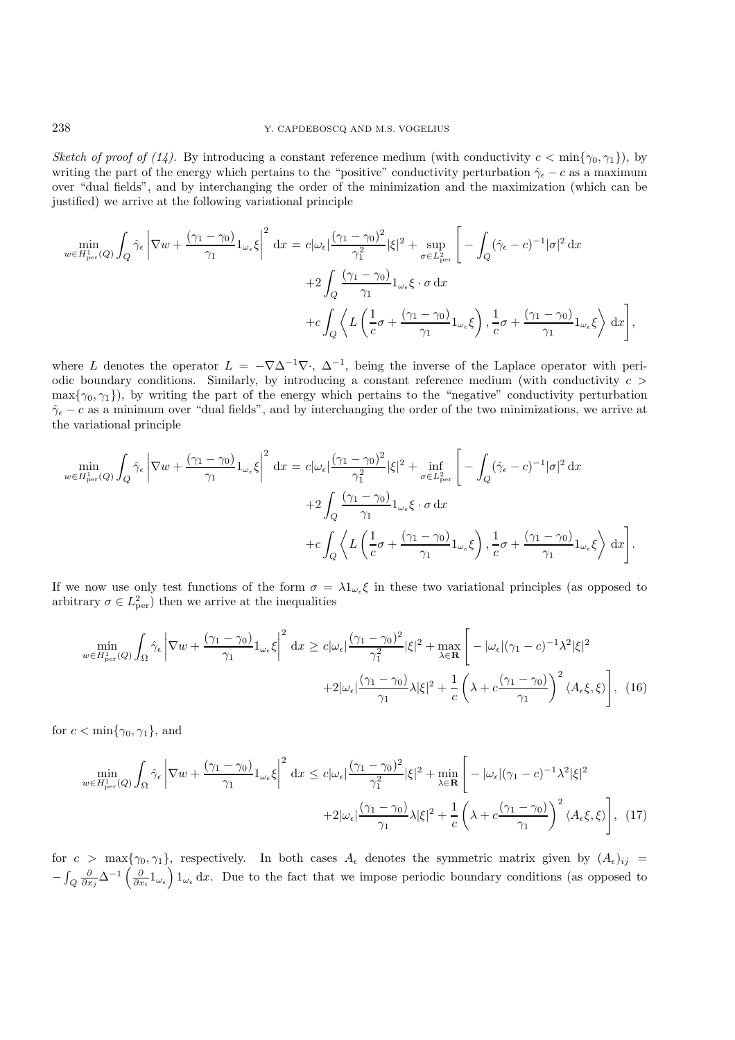*Sketch of proof of (14).* By introducing a constant reference medium (with conductivity $c < \min\{\gamma_0, \gamma_1\}$), by writing the part of the energy which pertains to the "positive" conductivity perturbation $\hat{\gamma}_\epsilon - c$ as a maximum over "dual fields", and by interchanging the order of the minimization and the maximization (which can be justified) we arrive at the following variational principle

$$
\begin{aligned}
\min_{w \in H^1_{\rm per}(Q)} \int_Q \hat{\gamma}_\epsilon \left| \nabla w + \frac{(\gamma_1 - \gamma_0)}{\gamma_1} 1_{\omega_\epsilon} \xi \right|^2 \mathrm{d}x = c|\omega_\epsilon| \frac{(\gamma_1 - \gamma_0)^2}{\gamma_1^2} |\xi|^2 + \sup_{\sigma \in L^2_{\rm per}} \Bigg[ & - \int_Q (\hat{\gamma}_\epsilon - c)^{-1} |\sigma|^2 \,\mathrm{d}x \\
& + 2 \int_Q \frac{(\gamma_1 - \gamma_0)}{\gamma_1} 1_{\omega_\epsilon} \xi \cdot \sigma \,\mathrm{d}x \\
& + c \int_Q \left\langle L\left( \frac{1}{c}\sigma + \frac{(\gamma_1 - \gamma_0)}{\gamma_1} 1_{\omega_\epsilon} \xi \right), \frac{1}{c}\sigma + \frac{(\gamma_1 - \gamma_0)}{\gamma_1} 1_{\omega_\epsilon} \xi \right\rangle \mathrm{d}x \Bigg],
\end{aligned}
$$

where $L$ denotes the operator $L = -\nabla \Delta^{-1} \nabla \cdot$, $\Delta^{-1}$, being the inverse of the Laplace operator with periodic boundary conditions. Similarly, by introducing a constant reference medium (with conductivity $c > \max\{\gamma_0, \gamma_1\}$), by writing the part of the energy which pertains to the "negative" conductivity perturbation $\hat{\gamma}_\epsilon - c$ as a minimum over "dual fields", and by interchanging the order of the two minimizations, we arrive at the variational principle

$$
\begin{aligned}
\min_{w \in H^1_{\rm per}(Q)} \int_Q \hat{\gamma}_\epsilon \left| \nabla w + \frac{(\gamma_1 - \gamma_0)}{\gamma_1} 1_{\omega_\epsilon} \xi \right|^2 \mathrm{d}x = c|\omega_\epsilon| \frac{(\gamma_1 - \gamma_0)^2}{\gamma_1^2} |\xi|^2 + \inf_{\sigma \in L^2_{\rm per}} \Bigg[ & - \int_Q (\hat{\gamma}_\epsilon - c)^{-1} |\sigma|^2 \,\mathrm{d}x \\
& + 2 \int_Q \frac{(\gamma_1 - \gamma_0)}{\gamma_1} 1_{\omega_\epsilon} \xi \cdot \sigma \,\mathrm{d}x \\
& + c \int_Q \left\langle L\left( \frac{1}{c}\sigma + \frac{(\gamma_1 - \gamma_0)}{\gamma_1} 1_{\omega_\epsilon} \xi \right), \frac{1}{c}\sigma + \frac{(\gamma_1 - \gamma_0)}{\gamma_1} 1_{\omega_\epsilon} \xi \right\rangle \mathrm{d}x \Bigg].
\end{aligned}
$$

If we now use only test functions of the form $\sigma = \lambda 1_{\omega_\epsilon} \xi$ in these two variational principles (as opposed to arbitrary $\sigma \in L^2_{\rm per}$) then we arrive at the inequalities

$$
\begin{aligned}
\min_{w \in H^1_{\rm per}(Q)} \int_\Omega \hat{\gamma}_\epsilon \left| \nabla w + \frac{(\gamma_1 - \gamma_0)}{\gamma_1} 1_{\omega_\epsilon} \xi \right|^2 \mathrm{d}x \geq c|\omega_\epsilon| \frac{(\gamma_1 - \gamma_0)^2}{\gamma_1^2} |\xi|^2 + \max_{\lambda \in \mathbf{R}} \Bigg[ & - |\omega_\epsilon| (\gamma_1 - c)^{-1} \lambda^2 |\xi|^2 \\
& + 2|\omega_\epsilon| \frac{(\gamma_1 - \gamma_0)}{\gamma_1} \lambda |\xi|^2 + \frac{1}{c} \left( \lambda + c\frac{(\gamma_1 - \gamma_0)}{\gamma_1} \right)^2 \langle A_\epsilon \xi, \xi \rangle \Bigg], \quad (16)
\end{aligned}
$$

for $c < \min\{\gamma_0, \gamma_1\}$, and

$$
\begin{aligned}
\min_{w \in H^1_{\rm per}(Q)} \int_\Omega \hat{\gamma}_\epsilon \left| \nabla w + \frac{(\gamma_1 - \gamma_0)}{\gamma_1} 1_{\omega_\epsilon} \xi \right|^2 \mathrm{d}x \leq c|\omega_\epsilon| \frac{(\gamma_1 - \gamma_0)^2}{\gamma_1^2} |\xi|^2 + \min_{\lambda \in \mathbf{R}} \Bigg[ & - |\omega_\epsilon| (\gamma_1 - c)^{-1} \lambda^2 |\xi|^2 \\
& + 2|\omega_\epsilon| \frac{(\gamma_1 - \gamma_0)}{\gamma_1} \lambda |\xi|^2 + \frac{1}{c} \left( \lambda + c\frac{(\gamma_1 - \gamma_0)}{\gamma_1} \right)^2 \langle A_\epsilon \xi, \xi \rangle \Bigg], \quad (17)
\end{aligned}
$$

for $c > \max\{\gamma_0, \gamma_1\}$, respectively. In both cases $A_\epsilon$ denotes the symmetric matrix given by $(A_\epsilon)_{ij} = -\int_Q \frac{\partial}{\partial x_j} \Delta^{-1} \left( \frac{\partial}{\partial x_i} 1_{\omega_\epsilon} \right) 1_{\omega_\epsilon} \,\mathrm{d}x$. Due to the fact that we impose periodic boundary conditions (as opposed to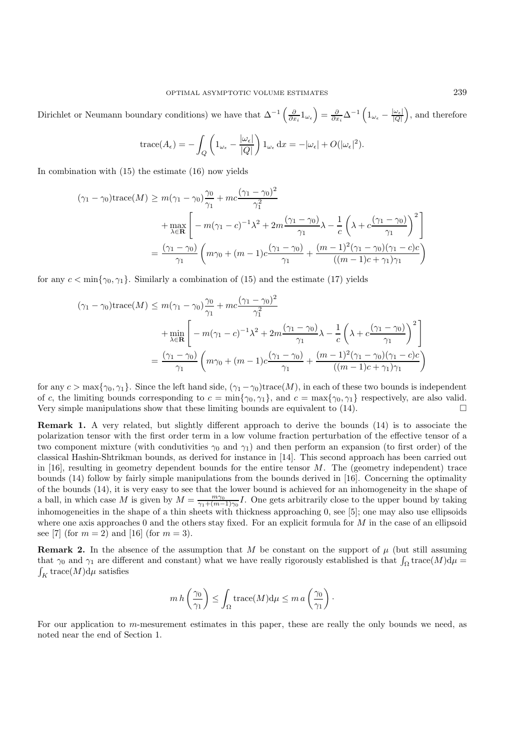Dirichlet or Neumann boundary conditions) we have that $\Delta^{-1}\left(\frac{\partial}{\partial x_i}1_{\omega_\epsilon}\right) = \frac{\partial}{\partial x_i}\Delta^{-1}\left(1_{\omega_\epsilon} - \frac{|\omega_\epsilon|}{|Q|}\right)$, and therefore

$$\mathrm{trace}(A_\epsilon) = -\int_Q \left(1_{\omega_\epsilon} - \frac{|\omega_\epsilon|}{|Q|}\right) 1_{\omega_\epsilon}\,\mathrm{d}x = -|\omega_\epsilon| + O(|\omega_\epsilon|^2).$$

In combination with (15) the estimate (16) now yields

$$\begin{aligned}
(\gamma_1-\gamma_0)\mathrm{trace}(M) &\geq m(\gamma_1-\gamma_0)\frac{\gamma_0}{\gamma_1} + mc\frac{(\gamma_1-\gamma_0)^2}{\gamma_1^2} \\
&\quad + \max_{\lambda\in\mathbf{R}}\left[-m(\gamma_1-c)^{-1}\lambda^2 + 2m\frac{(\gamma_1-\gamma_0)}{\gamma_1}\lambda - \frac{1}{c}\left(\lambda + c\frac{(\gamma_1-\gamma_0)}{\gamma_1}\right)^2\right] \\
&= \frac{(\gamma_1-\gamma_0)}{\gamma_1}\left(m\gamma_0 + (m-1)c\frac{(\gamma_1-\gamma_0)}{\gamma_1} + \frac{(m-1)^2(\gamma_1-\gamma_0)(\gamma_1-c)c}{((m-1)c+\gamma_1)\gamma_1}\right)
\end{aligned}$$

for any $c < \min\{\gamma_0, \gamma_1\}$. Similarly a combination of (15) and the estimate (17) yields

$$\begin{aligned}
(\gamma_1-\gamma_0)\mathrm{trace}(M) &\leq m(\gamma_1-\gamma_0)\frac{\gamma_0}{\gamma_1} + mc\frac{(\gamma_1-\gamma_0)^2}{\gamma_1^2} \\
&\quad + \min_{\lambda\in\mathbf{R}}\left[-m(\gamma_1-c)^{-1}\lambda^2 + 2m\frac{(\gamma_1-\gamma_0)}{\gamma_1}\lambda - \frac{1}{c}\left(\lambda + c\frac{(\gamma_1-\gamma_0)}{\gamma_1}\right)^2\right] \\
&= \frac{(\gamma_1-\gamma_0)}{\gamma_1}\left(m\gamma_0 + (m-1)c\frac{(\gamma_1-\gamma_0)}{\gamma_1} + \frac{(m-1)^2(\gamma_1-\gamma_0)(\gamma_1-c)c}{((m-1)c+\gamma_1)\gamma_1}\right)
\end{aligned}$$

for any $c > \max\{\gamma_0, \gamma_1\}$. Since the left hand side, $(\gamma_1-\gamma_0)\mathrm{trace}(M)$, in each of these two bounds is independent of $c$, the limiting bounds corresponding to $c = \min\{\gamma_0, \gamma_1\}$, and $c = \max\{\gamma_0, \gamma_1\}$ respectively, are also valid. Very simple manipulations show that these limiting bounds are equivalent to (14). □

**Remark 1.** A very related, but slightly different approach to derive the bounds (14) is to associate the polarization tensor with the first order term in a low volume fraction perturbation of the effective tensor of a two component mixture (with condutivities $\gamma_0$ and $\gamma_1$) and then perform an expansion (to first order) of the classical Hashin-Shtrikman bounds, as derived for instance in [14]. This second approach has been carried out in [16], resulting in geometry dependent bounds for the entire tensor $M$. The (geometry independent) trace bounds (14) follow by fairly simple manipulations from the bounds derived in [16]. Concerning the optimality of the bounds (14), it is very easy to see that the lower bound is achieved for an inhomogeneity in the shape of a ball, in which case $M$ is given by $M = \frac{m\gamma_0}{\gamma_1+(m-1)\gamma_0}I$. One gets arbitrarily close to the upper bound by taking inhomogeneities in the shape of a thin sheets with thickness approaching 0, see [5]; one may also use ellipsoids where one axis approaches 0 and the others stay fixed. For an explicit formula for $M$ in the case of an ellipsoid see [7] (for $m = 2$) and [16] (for $m = 3$).

**Remark 2.** In the absence of the assumption that $M$ be constant on the support of $\mu$ (but still assuming that $\gamma_0$ and $\gamma_1$ are different and constant) what we have really rigorously established is that $\int_\Omega \mathrm{trace}(M)\mathrm{d}\mu = \int_K \mathrm{trace}(M)\mathrm{d}\mu$ satisfies

$$m\,h\left(\frac{\gamma_0}{\gamma_1}\right) \leq \int_\Omega \mathrm{trace}(M)\mathrm{d}\mu \leq m\,a\left(\frac{\gamma_0}{\gamma_1}\right)\cdot$$

For our application to $m$-mesurement estimates in this paper, these are really the only bounds we need, as noted near the end of Section 1.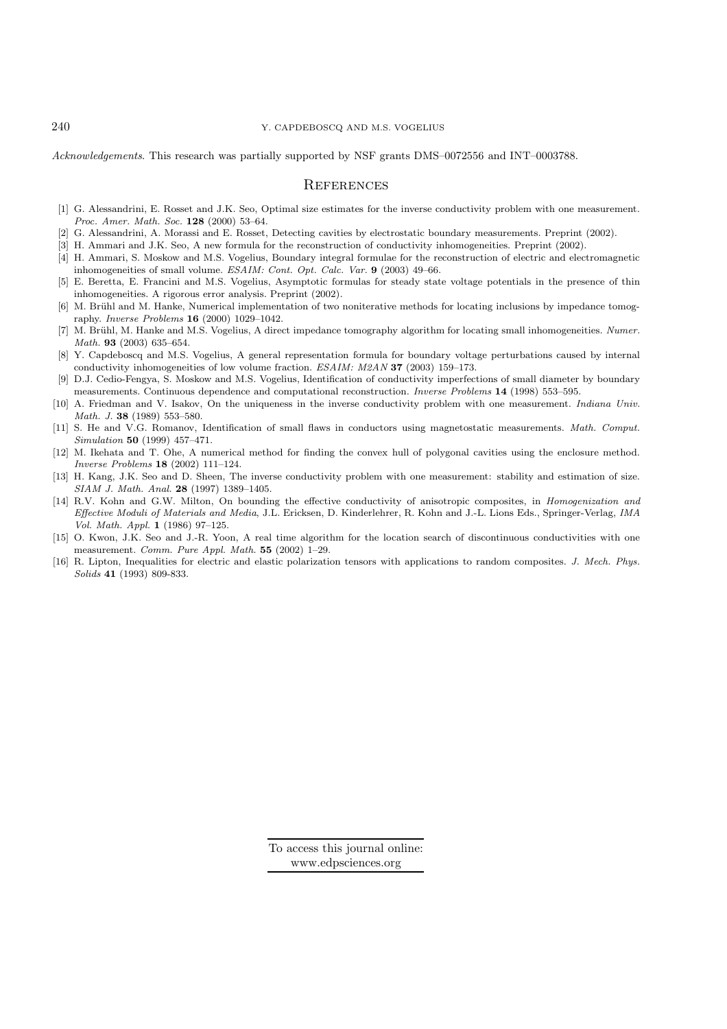*Acknowledgements*. This research was partially supported by NSF grants DMS–0072556 and INT–0003788.

## References

[1] G. Alessandrini, E. Rosset and J.K. Seo, Optimal size estimates for the inverse conductivity problem with one measurement. *Proc. Amer. Math. Soc.* **128** (2000) 53–64.

[2] G. Alessandrini, A. Morassi and E. Rosset, Detecting cavities by electrostatic boundary measurements. Preprint (2002).

[3] H. Ammari and J.K. Seo, A new formula for the reconstruction of conductivity inhomogeneities. Preprint (2002).

[4] H. Ammari, S. Moskow and M.S. Vogelius, Boundary integral formulae for the reconstruction of electric and electromagnetic inhomogeneities of small volume. *ESAIM: Cont. Opt. Calc. Var.* **9** (2003) 49–66.

[5] E. Beretta, E. Francini and M.S. Vogelius, Asymptotic formulas for steady state voltage potentials in the presence of thin inhomogeneities. A rigorous error analysis. Preprint (2002).

[6] M. Brühl and M. Hanke, Numerical implementation of two noniterative methods for locating inclusions by impedance tomography. *Inverse Problems* **16** (2000) 1029–1042.

[7] M. Brühl, M. Hanke and M.S. Vogelius, A direct impedance tomography algorithm for locating small inhomogeneities. *Numer. Math.* **93** (2003) 635–654.

[8] Y. Capdeboscq and M.S. Vogelius, A general representation formula for boundary voltage perturbations caused by internal conductivity inhomogeneities of low volume fraction. *ESAIM: M2AN* **37** (2003) 159–173.

[9] D.J. Cedio-Fengya, S. Moskow and M.S. Vogelius, Identification of conductivity imperfections of small diameter by boundary measurements. Continuous dependence and computational reconstruction. *Inverse Problems* **14** (1998) 553–595.

[10] A. Friedman and V. Isakov, On the uniqueness in the inverse conductivity problem with one measurement. *Indiana Univ. Math. J.* **38** (1989) 553–580.

[11] S. He and V.G. Romanov, Identification of small flaws in conductors using magnetostatic measurements. *Math. Comput. Simulation* **50** (1999) 457–471.

[12] M. Ikehata and T. Ohe, A numerical method for finding the convex hull of polygonal cavities using the enclosure method. *Inverse Problems* **18** (2002) 111–124.

[13] H. Kang, J.K. Seo and D. Sheen, The inverse conductivity problem with one measurement: stability and estimation of size. *SIAM J. Math. Anal.* **28** (1997) 1389–1405.

[14] R.V. Kohn and G.W. Milton, On bounding the effective conductivity of anisotropic composites, in *Homogenization and Effective Moduli of Materials and Media*, J.L. Ericksen, D. Kinderlehrer, R. Kohn and J.-L. Lions Eds., Springer-Verlag, *IMA Vol. Math. Appl.* **1** (1986) 97–125.

[15] O. Kwon, J.K. Seo and J.-R. Yoon, A real time algorithm for the location search of discontinuous conductivities with one measurement. *Comm. Pure Appl. Math.* **55** (2002) 1–29.

[16] R. Lipton, Inequalities for electric and elastic polarization tensors with applications to random composites. *J. Mech. Phys. Solids* **41** (1993) 809-833.

To access this journal online:
www.edpsciences.org